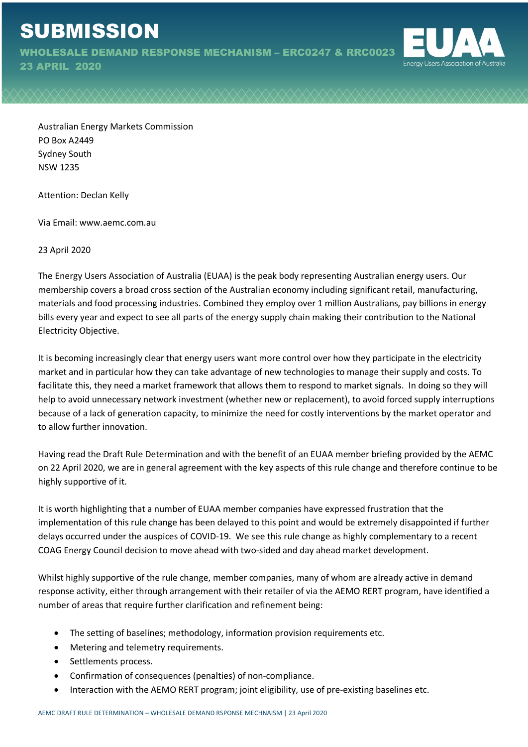# SUBMISSION

**WHOLESALE DEMAND RESPONSE MECHANISM – ERC0247 & RRC0023**
**23 APRIL 2020**

Australian Energy Markets Commission
PO Box A2449
Sydney South
NSW 1235

Attention: Declan Kelly

Via Email: www.aemc.com.au

23 April 2020

The Energy Users Association of Australia (EUAA) is the peak body representing Australian energy users. Our membership covers a broad cross section of the Australian economy including significant retail, manufacturing, materials and food processing industries. Combined they employ over 1 million Australians, pay billions in energy bills every year and expect to see all parts of the energy supply chain making their contribution to the National Electricity Objective.

It is becoming increasingly clear that energy users want more control over how they participate in the electricity market and in particular how they can take advantage of new technologies to manage their supply and costs. To facilitate this, they need a market framework that allows them to respond to market signals. In doing so they will help to avoid unnecessary network investment (whether new or replacement), to avoid forced supply interruptions because of a lack of generation capacity, to minimize the need for costly interventions by the market operator and to allow further innovation.

Having read the Draft Rule Determination and with the benefit of an EUAA member briefing provided by the AEMC on 22 April 2020, we are in general agreement with the key aspects of this rule change and therefore continue to be highly supportive of it.

It is worth highlighting that a number of EUAA member companies have expressed frustration that the implementation of this rule change has been delayed to this point and would be extremely disappointed if further delays occurred under the auspices of COVID-19. We see this rule change as highly complementary to a recent COAG Energy Council decision to move ahead with two-sided and day ahead market development.

Whilst highly supportive of the rule change, member companies, many of whom are already active in demand response activity, either through arrangement with their retailer of via the AEMO RERT program, have identified a number of areas that require further clarification and refinement being:

- The setting of baselines; methodology, information provision requirements etc.
- Metering and telemetry requirements.
- Settlements process.
- Confirmation of consequences (penalties) of non-compliance.
- Interaction with the AEMO RERT program; joint eligibility, use of pre-existing baselines etc.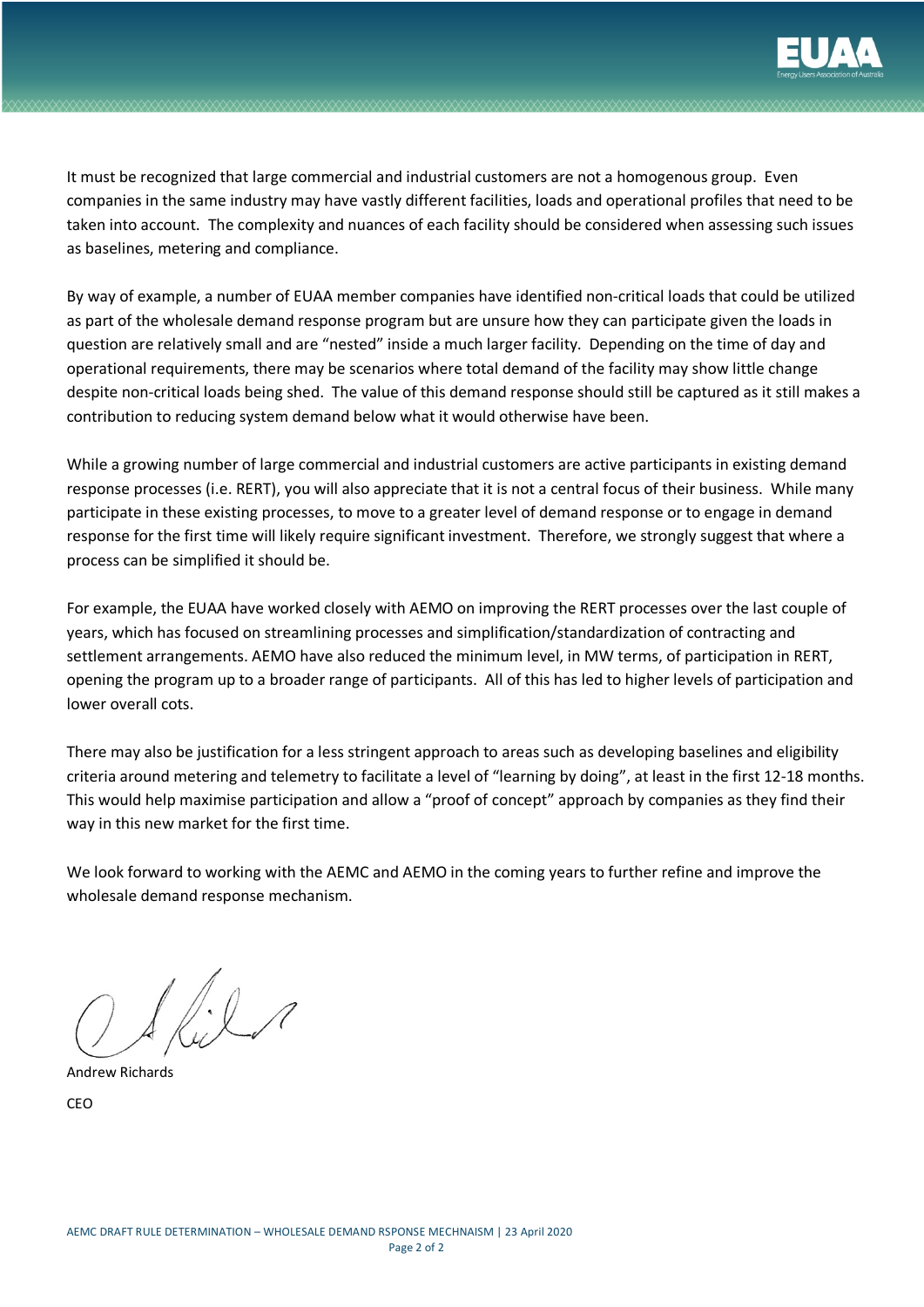It must be recognized that large commercial and industrial customers are not a homogenous group. Even companies in the same industry may have vastly different facilities, loads and operational profiles that need to be taken into account. The complexity and nuances of each facility should be considered when assessing such issues as baselines, metering and compliance.

By way of example, a number of EUAA member companies have identified non-critical loads that could be utilized as part of the wholesale demand response program but are unsure how they can participate given the loads in question are relatively small and are "nested" inside a much larger facility. Depending on the time of day and operational requirements, there may be scenarios where total demand of the facility may show little change despite non-critical loads being shed. The value of this demand response should still be captured as it still makes a contribution to reducing system demand below what it would otherwise have been.

While a growing number of large commercial and industrial customers are active participants in existing demand response processes (i.e. RERT), you will also appreciate that it is not a central focus of their business. While many participate in these existing processes, to move to a greater level of demand response or to engage in demand response for the first time will likely require significant investment. Therefore, we strongly suggest that where a process can be simplified it should be.

For example, the EUAA have worked closely with AEMO on improving the RERT processes over the last couple of years, which has focused on streamlining processes and simplification/standardization of contracting and settlement arrangements. AEMO have also reduced the minimum level, in MW terms, of participation in RERT, opening the program up to a broader range of participants. All of this has led to higher levels of participation and lower overall cots.

There may also be justification for a less stringent approach to areas such as developing baselines and eligibility criteria around metering and telemetry to facilitate a level of "learning by doing", at least in the first 12-18 months. This would help maximise participation and allow a "proof of concept" approach by companies as they find their way in this new market for the first time.

We look forward to working with the AEMC and AEMO in the coming years to further refine and improve the wholesale demand response mechanism.

Andrew Richards

CEO